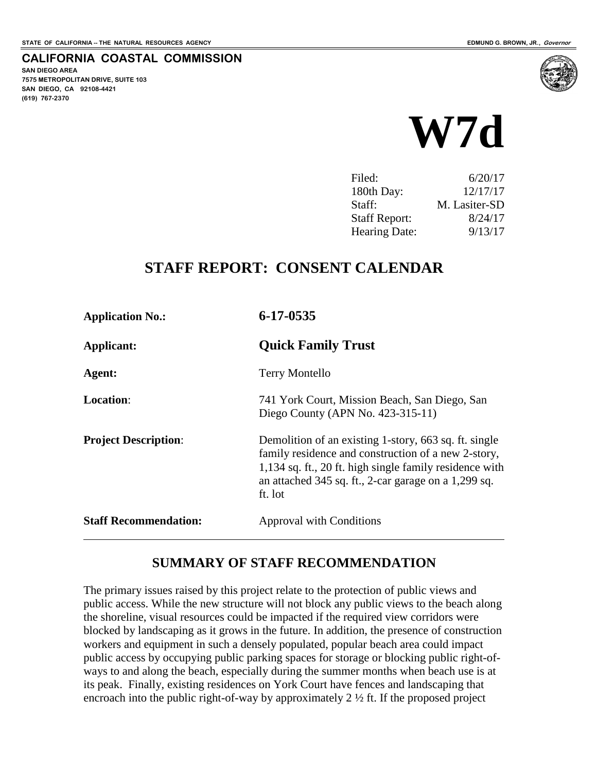STATE OF CALIFORNIA -- THE NATURAL RESOURCES AGENCY

EDMUND G. BROWN, JR., *Governor*

**CALIFORNIA COASTAL COMMISSION**
**SAN DIEGO AREA**
**7575 METROPOLITAN DRIVE, SUITE 103**
**SAN DIEGO, CA 92108-4421**
**(619) 767-2370**

# W7d

| | |
|---|---|
| Filed: | 6/20/17 |
| 180th Day: | 12/17/17 |
| Staff: | M. Lasiter-SD |
| Staff Report: | 8/24/17 |
| Hearing Date: | 9/13/17 |

## STAFF REPORT: CONSENT CALENDAR

| | |
|---|---|
| **Application No.:** | **6-17-0535** |
| **Applicant:** | **Quick Family Trust** |
| **Agent:** | Terry Montello |
| **Location:** | 741 York Court, Mission Beach, San Diego, San Diego County (APN No. 423-315-11) |
| **Project Description:** | Demolition of an existing 1-story, 663 sq. ft. single family residence and construction of a new 2-story, 1,134 sq. ft., 20 ft. high single family residence with an attached 345 sq. ft., 2-car garage on a 1,299 sq. ft. lot |
| **Staff Recommendation:** | Approval with Conditions |

## SUMMARY OF STAFF RECOMMENDATION

The primary issues raised by this project relate to the protection of public views and public access. While the new structure will not block any public views to the beach along the shoreline, visual resources could be impacted if the required view corridors were blocked by landscaping as it grows in the future. In addition, the presence of construction workers and equipment in such a densely populated, popular beach area could impact public access by occupying public parking spaces for storage or blocking public right-of-ways to and along the beach, especially during the summer months when beach use is at its peak. Finally, existing residences on York Court have fences and landscaping that encroach into the public right-of-way by approximately 2 ½ ft. If the proposed project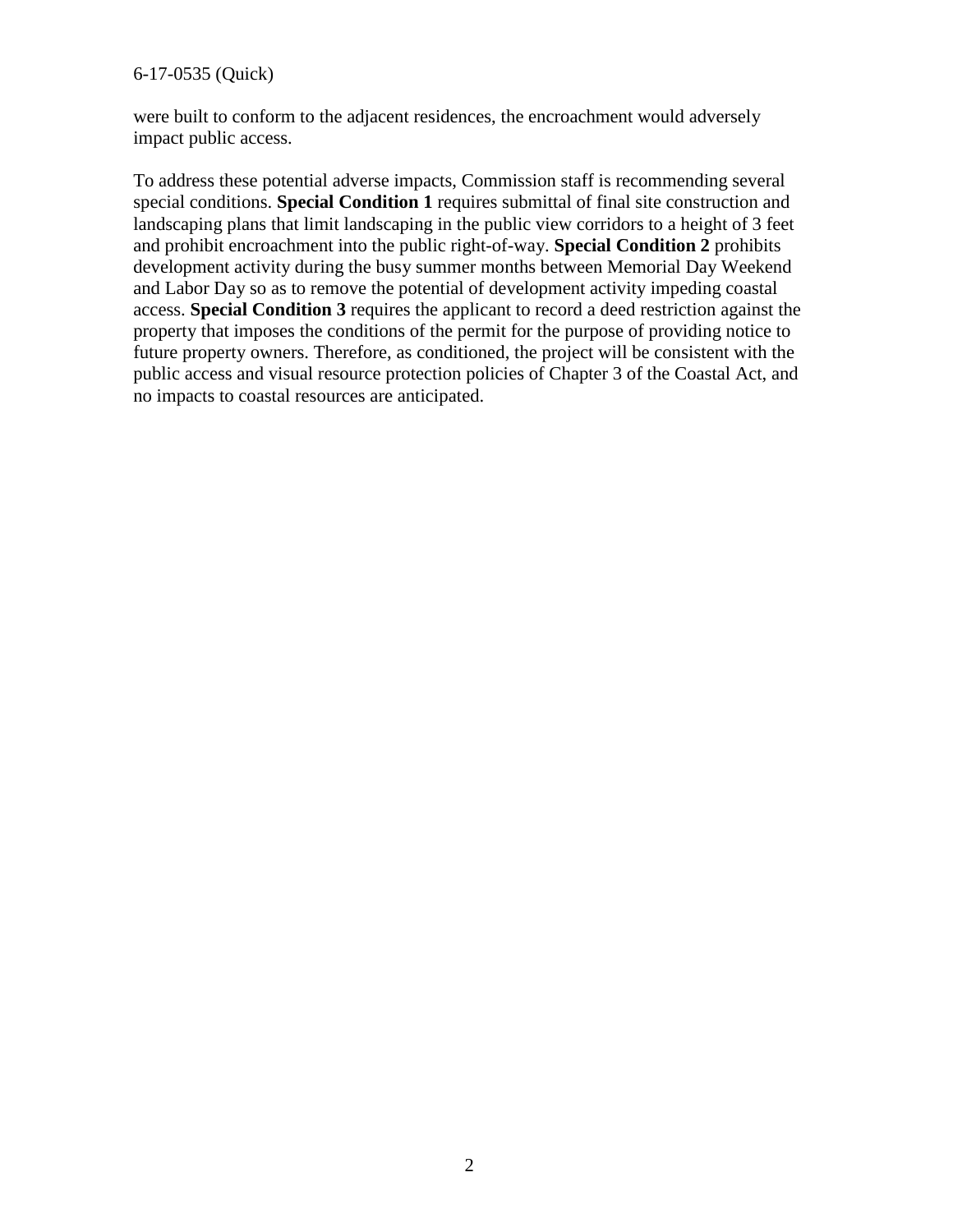were built to conform to the adjacent residences, the encroachment would adversely impact public access.

To address these potential adverse impacts, Commission staff is recommending several special conditions. **Special Condition 1** requires submittal of final site construction and landscaping plans that limit landscaping in the public view corridors to a height of 3 feet and prohibit encroachment into the public right-of-way. **Special Condition 2** prohibits development activity during the busy summer months between Memorial Day Weekend and Labor Day so as to remove the potential of development activity impeding coastal access. **Special Condition 3** requires the applicant to record a deed restriction against the property that imposes the conditions of the permit for the purpose of providing notice to future property owners. Therefore, as conditioned, the project will be consistent with the public access and visual resource protection policies of Chapter 3 of the Coastal Act, and no impacts to coastal resources are anticipated.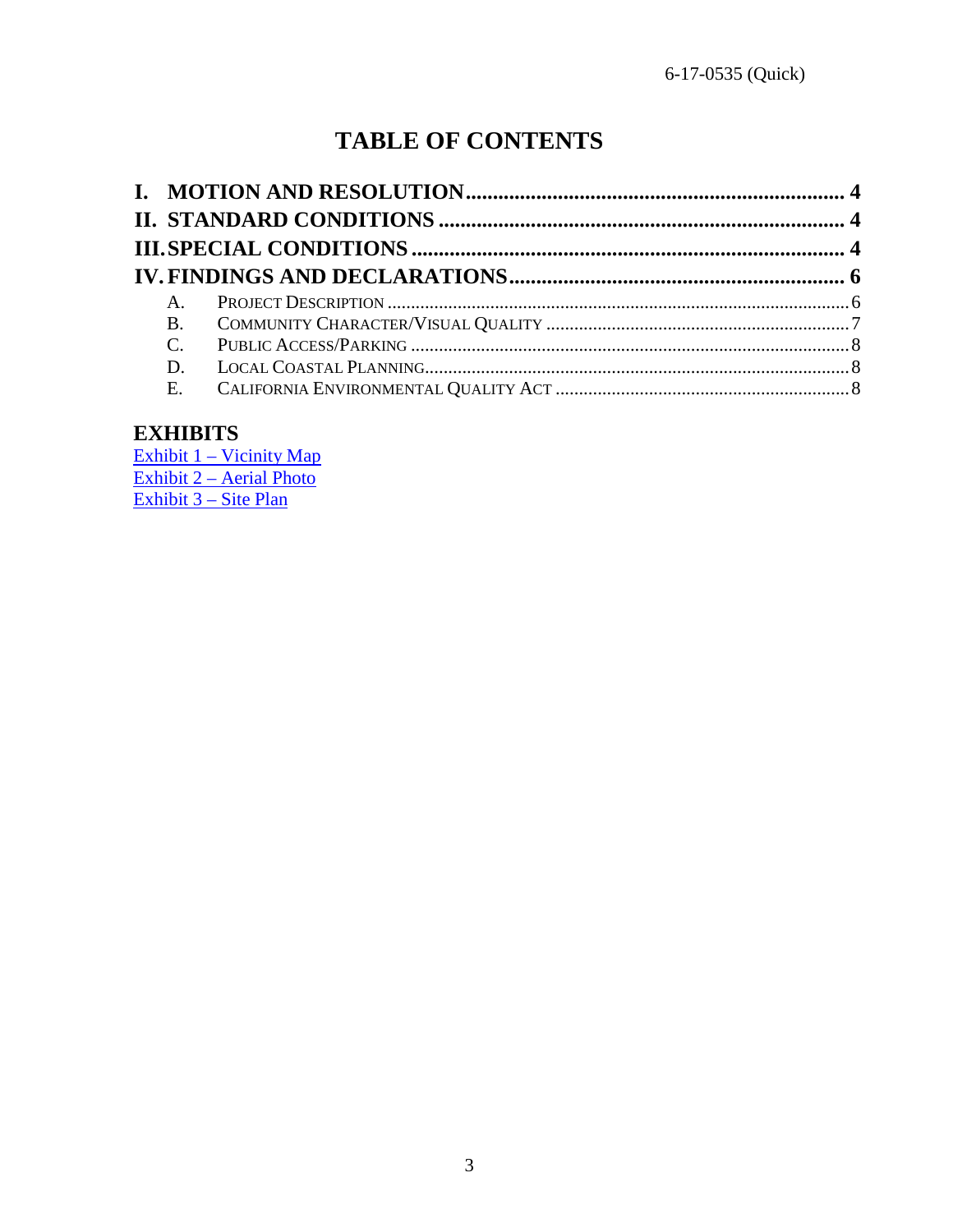# TABLE OF CONTENTS

**I. MOTION AND RESOLUTION ........................................................................ 4**

**II. STANDARD CONDITIONS ........................................................................ 4**

**III. SPECIAL CONDITIONS ........................................................................ 4**

**IV. FINDINGS AND DECLARATIONS ........................................................................ 6**

- A. PROJECT DESCRIPTION ........................................................................ 6
- B. COMMUNITY CHARACTER/VISUAL QUALITY ........................................................................ 7
- C. PUBLIC ACCESS/PARKING ........................................................................ 8
- D. LOCAL COASTAL PLANNING ........................................................................ 8
- E. CALIFORNIA ENVIRONMENTAL QUALITY ACT ........................................................................ 8

## EXHIBITS

Exhibit 1 – Vicinity Map
Exhibit 2 – Aerial Photo
Exhibit 3 – Site Plan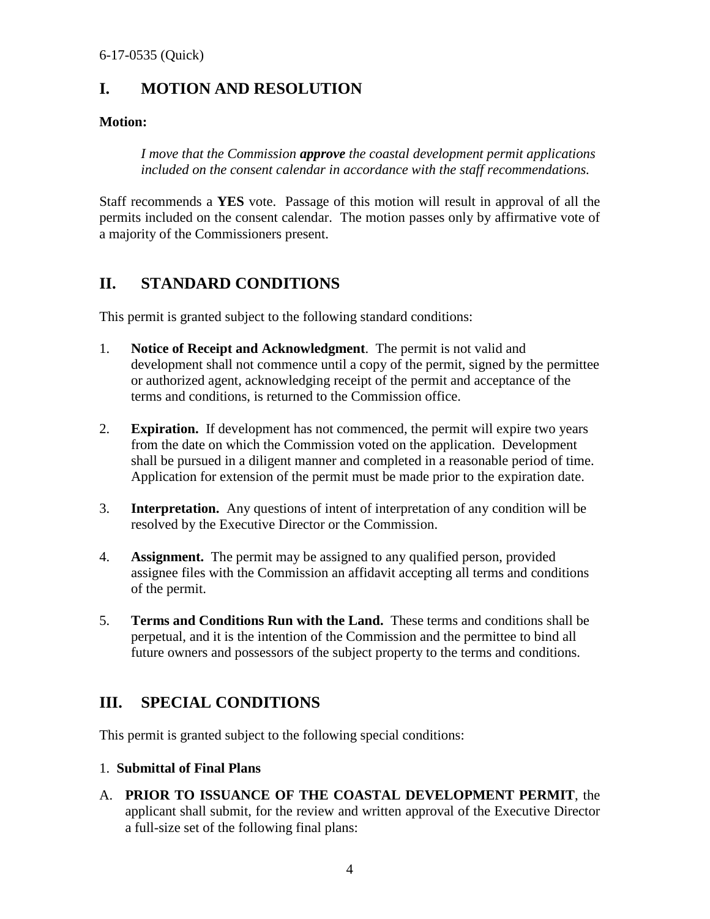## I. MOTION AND RESOLUTION

**Motion:**

> *I move that the Commission* ***approve*** *the coastal development permit applications included on the consent calendar in accordance with the staff recommendations.*

Staff recommends a **YES** vote. Passage of this motion will result in approval of all the permits included on the consent calendar. The motion passes only by affirmative vote of a majority of the Commissioners present.

## II. STANDARD CONDITIONS

This permit is granted subject to the following standard conditions:

1. **Notice of Receipt and Acknowledgment**. The permit is not valid and development shall not commence until a copy of the permit, signed by the permittee or authorized agent, acknowledging receipt of the permit and acceptance of the terms and conditions, is returned to the Commission office.

2. **Expiration.** If development has not commenced, the permit will expire two years from the date on which the Commission voted on the application. Development shall be pursued in a diligent manner and completed in a reasonable period of time. Application for extension of the permit must be made prior to the expiration date.

3. **Interpretation.** Any questions of intent of interpretation of any condition will be resolved by the Executive Director or the Commission.

4. **Assignment.** The permit may be assigned to any qualified person, provided assignee files with the Commission an affidavit accepting all terms and conditions of the permit.

5. **Terms and Conditions Run with the Land.** These terms and conditions shall be perpetual, and it is the intention of the Commission and the permittee to bind all future owners and possessors of the subject property to the terms and conditions.

## III. SPECIAL CONDITIONS

This permit is granted subject to the following special conditions:

1. **Submittal of Final Plans**

A. **PRIOR TO ISSUANCE OF THE COASTAL DEVELOPMENT PERMIT**, the applicant shall submit, for the review and written approval of the Executive Director a full-size set of the following final plans: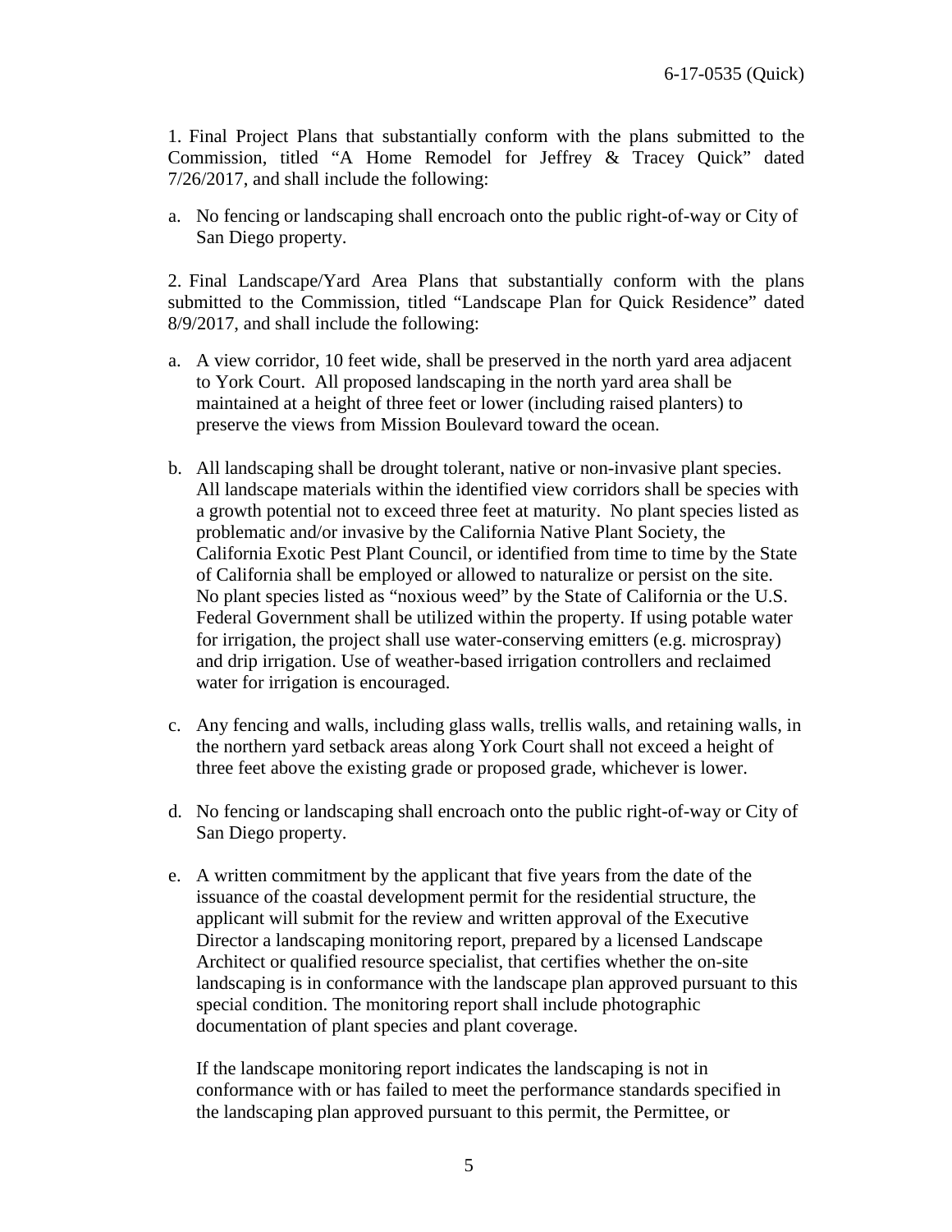1. Final Project Plans that substantially conform with the plans submitted to the Commission, titled "A Home Remodel for Jeffrey & Tracey Quick" dated 7/26/2017, and shall include the following:

a. No fencing or landscaping shall encroach onto the public right-of-way or City of San Diego property.

2. Final Landscape/Yard Area Plans that substantially conform with the plans submitted to the Commission, titled "Landscape Plan for Quick Residence" dated 8/9/2017, and shall include the following:

a. A view corridor, 10 feet wide, shall be preserved in the north yard area adjacent to York Court. All proposed landscaping in the north yard area shall be maintained at a height of three feet or lower (including raised planters) to preserve the views from Mission Boulevard toward the ocean.

b. All landscaping shall be drought tolerant, native or non-invasive plant species. All landscape materials within the identified view corridors shall be species with a growth potential not to exceed three feet at maturity. No plant species listed as problematic and/or invasive by the California Native Plant Society, the California Exotic Pest Plant Council, or identified from time to time by the State of California shall be employed or allowed to naturalize or persist on the site. No plant species listed as "noxious weed" by the State of California or the U.S. Federal Government shall be utilized within the property. If using potable water for irrigation, the project shall use water-conserving emitters (e.g. microspray) and drip irrigation. Use of weather-based irrigation controllers and reclaimed water for irrigation is encouraged.

c. Any fencing and walls, including glass walls, trellis walls, and retaining walls, in the northern yard setback areas along York Court shall not exceed a height of three feet above the existing grade or proposed grade, whichever is lower.

d. No fencing or landscaping shall encroach onto the public right-of-way or City of San Diego property.

e. A written commitment by the applicant that five years from the date of the issuance of the coastal development permit for the residential structure, the applicant will submit for the review and written approval of the Executive Director a landscaping monitoring report, prepared by a licensed Landscape Architect or qualified resource specialist, that certifies whether the on-site landscaping is in conformance with the landscape plan approved pursuant to this special condition. The monitoring report shall include photographic documentation of plant species and plant coverage.

   If the landscape monitoring report indicates the landscaping is not in conformance with or has failed to meet the performance standards specified in the landscaping plan approved pursuant to this permit, the Permittee, or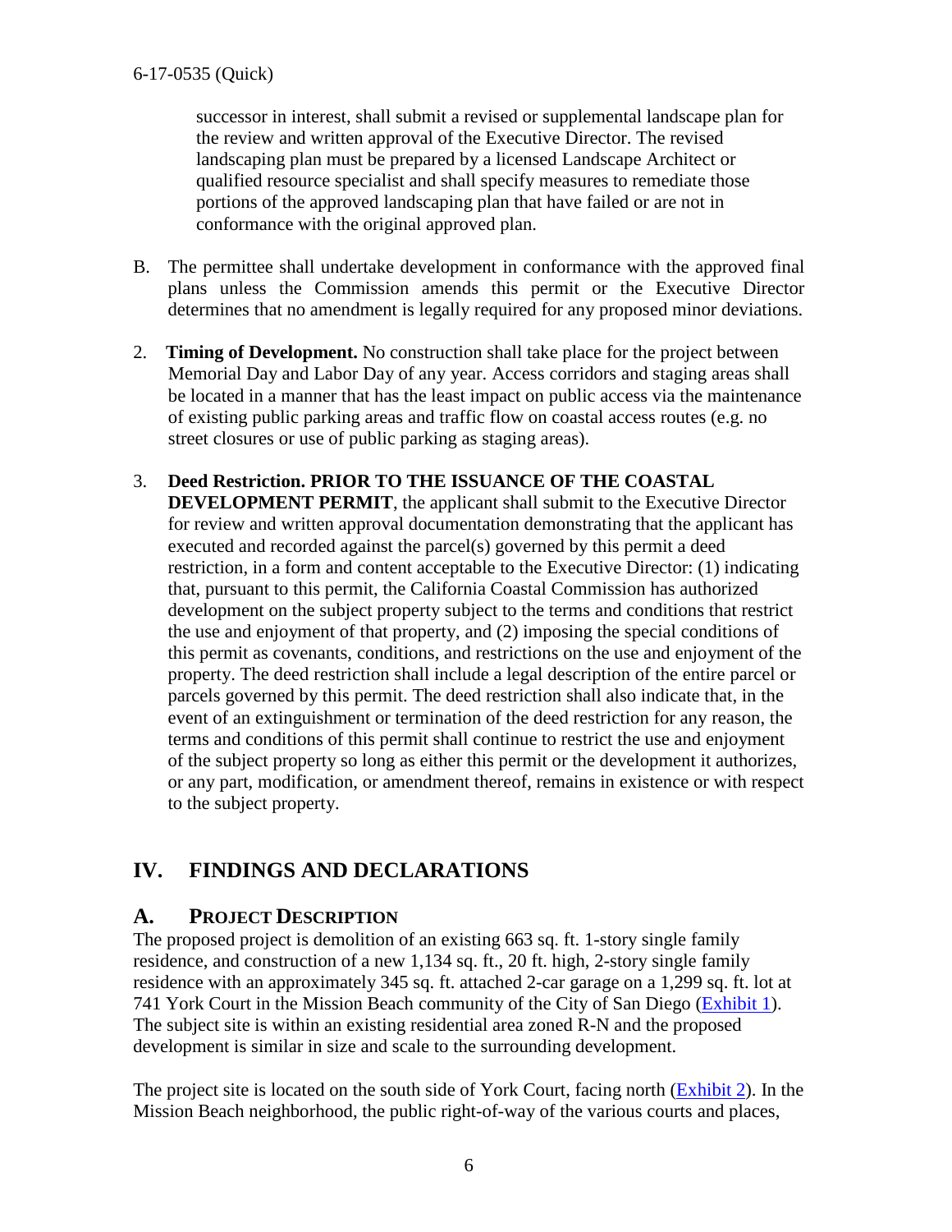successor in interest, shall submit a revised or supplemental landscape plan for the review and written approval of the Executive Director. The revised landscaping plan must be prepared by a licensed Landscape Architect or qualified resource specialist and shall specify measures to remediate those portions of the approved landscaping plan that have failed or are not in conformance with the original approved plan.

B. The permittee shall undertake development in conformance with the approved final plans unless the Commission amends this permit or the Executive Director determines that no amendment is legally required for any proposed minor deviations.

2. **Timing of Development.** No construction shall take place for the project between Memorial Day and Labor Day of any year. Access corridors and staging areas shall be located in a manner that has the least impact on public access via the maintenance of existing public parking areas and traffic flow on coastal access routes (e.g. no street closures or use of public parking as staging areas).

3. **Deed Restriction. PRIOR TO THE ISSUANCE OF THE COASTAL DEVELOPMENT PERMIT**, the applicant shall submit to the Executive Director for review and written approval documentation demonstrating that the applicant has executed and recorded against the parcel(s) governed by this permit a deed restriction, in a form and content acceptable to the Executive Director: (1) indicating that, pursuant to this permit, the California Coastal Commission has authorized development on the subject property subject to the terms and conditions that restrict the use and enjoyment of that property, and (2) imposing the special conditions of this permit as covenants, conditions, and restrictions on the use and enjoyment of the property. The deed restriction shall include a legal description of the entire parcel or parcels governed by this permit. The deed restriction shall also indicate that, in the event of an extinguishment or termination of the deed restriction for any reason, the terms and conditions of this permit shall continue to restrict the use and enjoyment of the subject property so long as either this permit or the development it authorizes, or any part, modification, or amendment thereof, remains in existence or with respect to the subject property.

## IV. FINDINGS AND DECLARATIONS

### A. PROJECT DESCRIPTION

The proposed project is demolition of an existing 663 sq. ft. 1-story single family residence, and construction of a new 1,134 sq. ft., 20 ft. high, 2-story single family residence with an approximately 345 sq. ft. attached 2-car garage on a 1,299 sq. ft. lot at 741 York Court in the Mission Beach community of the City of San Diego (Exhibit 1). The subject site is within an existing residential area zoned R-N and the proposed development is similar in size and scale to the surrounding development.

The project site is located on the south side of York Court, facing north (Exhibit 2). In the Mission Beach neighborhood, the public right-of-way of the various courts and places,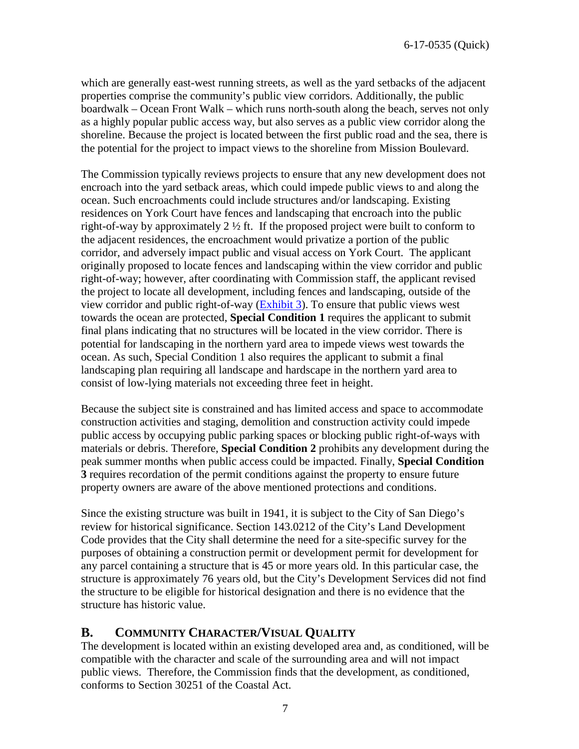which are generally east-west running streets, as well as the yard setbacks of the adjacent properties comprise the community's public view corridors. Additionally, the public boardwalk – Ocean Front Walk – which runs north-south along the beach, serves not only as a highly popular public access way, but also serves as a public view corridor along the shoreline. Because the project is located between the first public road and the sea, there is the potential for the project to impact views to the shoreline from Mission Boulevard.

The Commission typically reviews projects to ensure that any new development does not encroach into the yard setback areas, which could impede public views to and along the ocean. Such encroachments could include structures and/or landscaping. Existing residences on York Court have fences and landscaping that encroach into the public right-of-way by approximately 2 ½ ft. If the proposed project were built to conform to the adjacent residences, the encroachment would privatize a portion of the public corridor, and adversely impact public and visual access on York Court. The applicant originally proposed to locate fences and landscaping within the view corridor and public right-of-way; however, after coordinating with Commission staff, the applicant revised the project to locate all development, including fences and landscaping, outside of the view corridor and public right-of-way (Exhibit 3). To ensure that public views west towards the ocean are protected, **Special Condition 1** requires the applicant to submit final plans indicating that no structures will be located in the view corridor. There is potential for landscaping in the northern yard area to impede views west towards the ocean. As such, Special Condition 1 also requires the applicant to submit a final landscaping plan requiring all landscape and hardscape in the northern yard area to consist of low-lying materials not exceeding three feet in height.

Because the subject site is constrained and has limited access and space to accommodate construction activities and staging, demolition and construction activity could impede public access by occupying public parking spaces or blocking public right-of-ways with materials or debris. Therefore, **Special Condition 2** prohibits any development during the peak summer months when public access could be impacted. Finally, **Special Condition 3** requires recordation of the permit conditions against the property to ensure future property owners are aware of the above mentioned protections and conditions.

Since the existing structure was built in 1941, it is subject to the City of San Diego's review for historical significance. Section 143.0212 of the City's Land Development Code provides that the City shall determine the need for a site-specific survey for the purposes of obtaining a construction permit or development permit for development for any parcel containing a structure that is 45 or more years old. In this particular case, the structure is approximately 76 years old, but the City's Development Services did not find the structure to be eligible for historical designation and there is no evidence that the structure has historic value.

## B. COMMUNITY CHARACTER/VISUAL QUALITY

The development is located within an existing developed area and, as conditioned, will be compatible with the character and scale of the surrounding area and will not impact public views. Therefore, the Commission finds that the development, as conditioned, conforms to Section 30251 of the Coastal Act.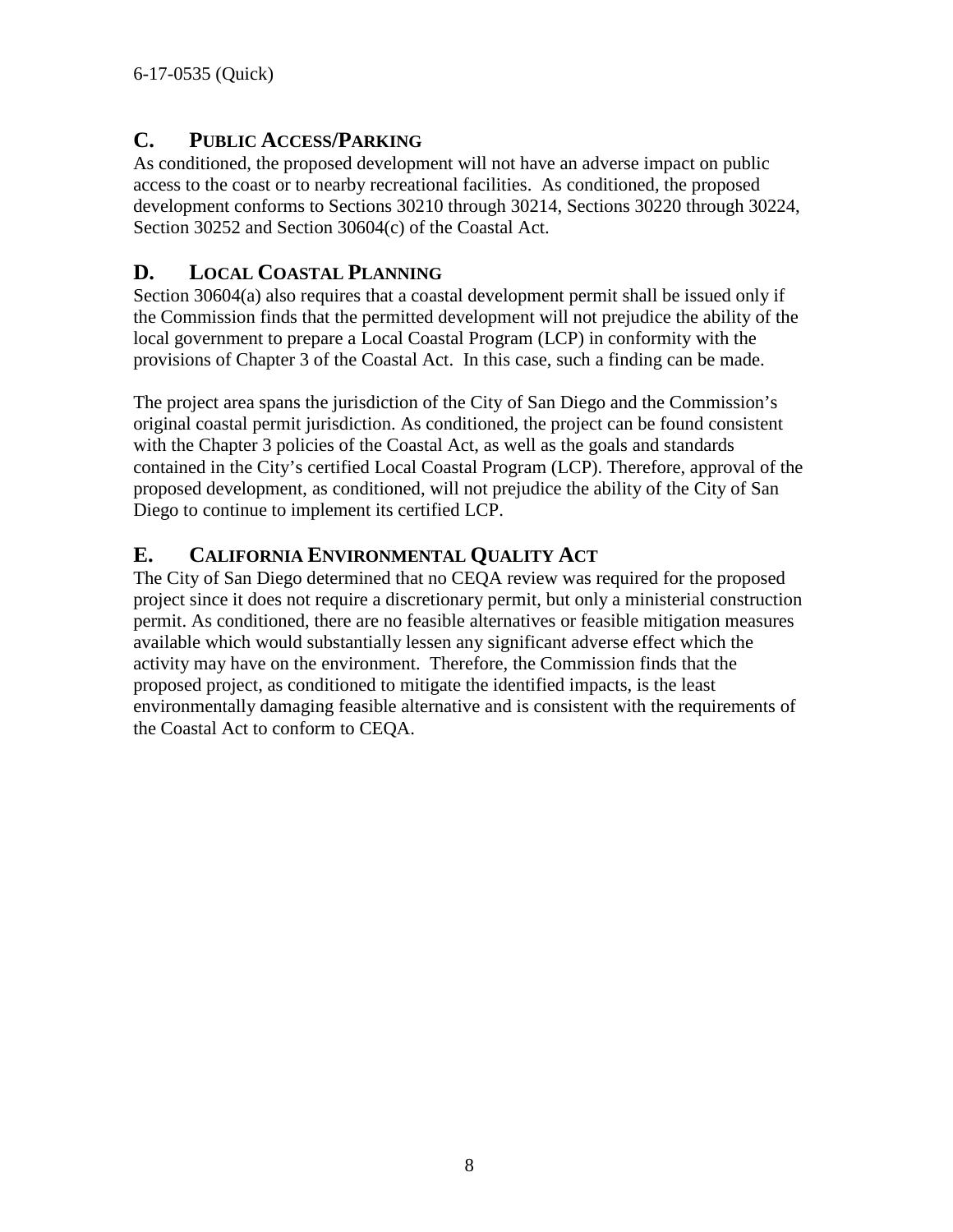## C. Public Access/Parking

As conditioned, the proposed development will not have an adverse impact on public access to the coast or to nearby recreational facilities. As conditioned, the proposed development conforms to Sections 30210 through 30214, Sections 30220 through 30224, Section 30252 and Section 30604(c) of the Coastal Act.

## D. Local Coastal Planning

Section 30604(a) also requires that a coastal development permit shall be issued only if the Commission finds that the permitted development will not prejudice the ability of the local government to prepare a Local Coastal Program (LCP) in conformity with the provisions of Chapter 3 of the Coastal Act. In this case, such a finding can be made.

The project area spans the jurisdiction of the City of San Diego and the Commission's original coastal permit jurisdiction. As conditioned, the project can be found consistent with the Chapter 3 policies of the Coastal Act, as well as the goals and standards contained in the City's certified Local Coastal Program (LCP). Therefore, approval of the proposed development, as conditioned, will not prejudice the ability of the City of San Diego to continue to implement its certified LCP.

## E. California Environmental Quality Act

The City of San Diego determined that no CEQA review was required for the proposed project since it does not require a discretionary permit, but only a ministerial construction permit. As conditioned, there are no feasible alternatives or feasible mitigation measures available which would substantially lessen any significant adverse effect which the activity may have on the environment. Therefore, the Commission finds that the proposed project, as conditioned to mitigate the identified impacts, is the least environmentally damaging feasible alternative and is consistent with the requirements of the Coastal Act to conform to CEQA.